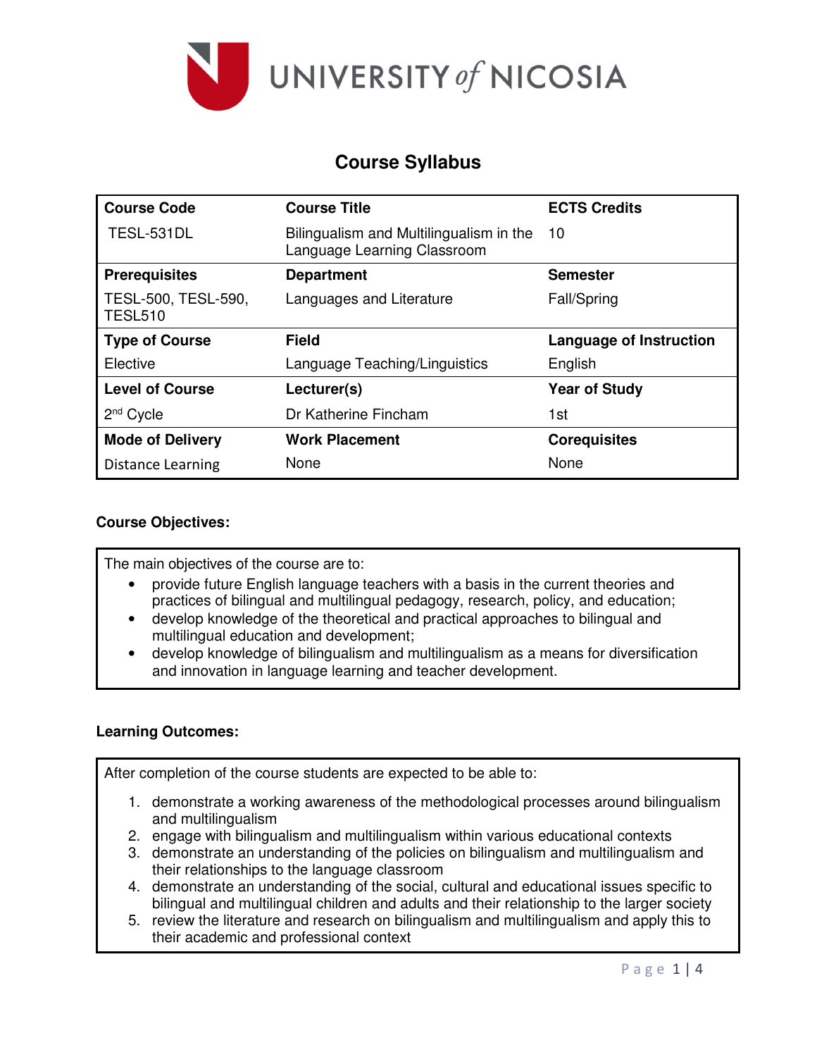UNIVERSITY of NICOSIA

# Course Syllabus

| Course Code | Course Title | ECTS Credits |
|---|---|---|
| TESL-531DL | Bilingualism and Multilingualism in the Language Learning Classroom | 10 |
| **Prerequisites** | **Department** | **Semester** |
| TESL-500, TESL-590, TESL510 | Languages and Literature | Fall/Spring |
| **Type of Course** | **Field** | **Language of Instruction** |
| Elective | Language Teaching/Linguistics | English |
| **Level of Course** | **Lecturer(s)** | **Year of Study** |
| 2nd Cycle | Dr Katherine Fincham | 1st |
| **Mode of Delivery** | **Work Placement** | **Corequisites** |
| Distance Learning | None | None |

**Course Objectives:**

The main objectives of the course are to:

- provide future English language teachers with a basis in the current theories and practices of bilingual and multilingual pedagogy, research, policy, and education;
- develop knowledge of the theoretical and practical approaches to bilingual and multilingual education and development;
- develop knowledge of bilingualism and multilingualism as a means for diversification and innovation in language learning and teacher development.

**Learning Outcomes:**

After completion of the course students are expected to be able to:

1. demonstrate a working awareness of the methodological processes around bilingualism and multilingualism
2. engage with bilingualism and multilingualism within various educational contexts
3. demonstrate an understanding of the policies on bilingualism and multilingualism and their relationships to the language classroom
4. demonstrate an understanding of the social, cultural and educational issues specific to bilingual and multilingual children and adults and their relationship to the larger society
5. review the literature and research on bilingualism and multilingualism and apply this to their academic and professional context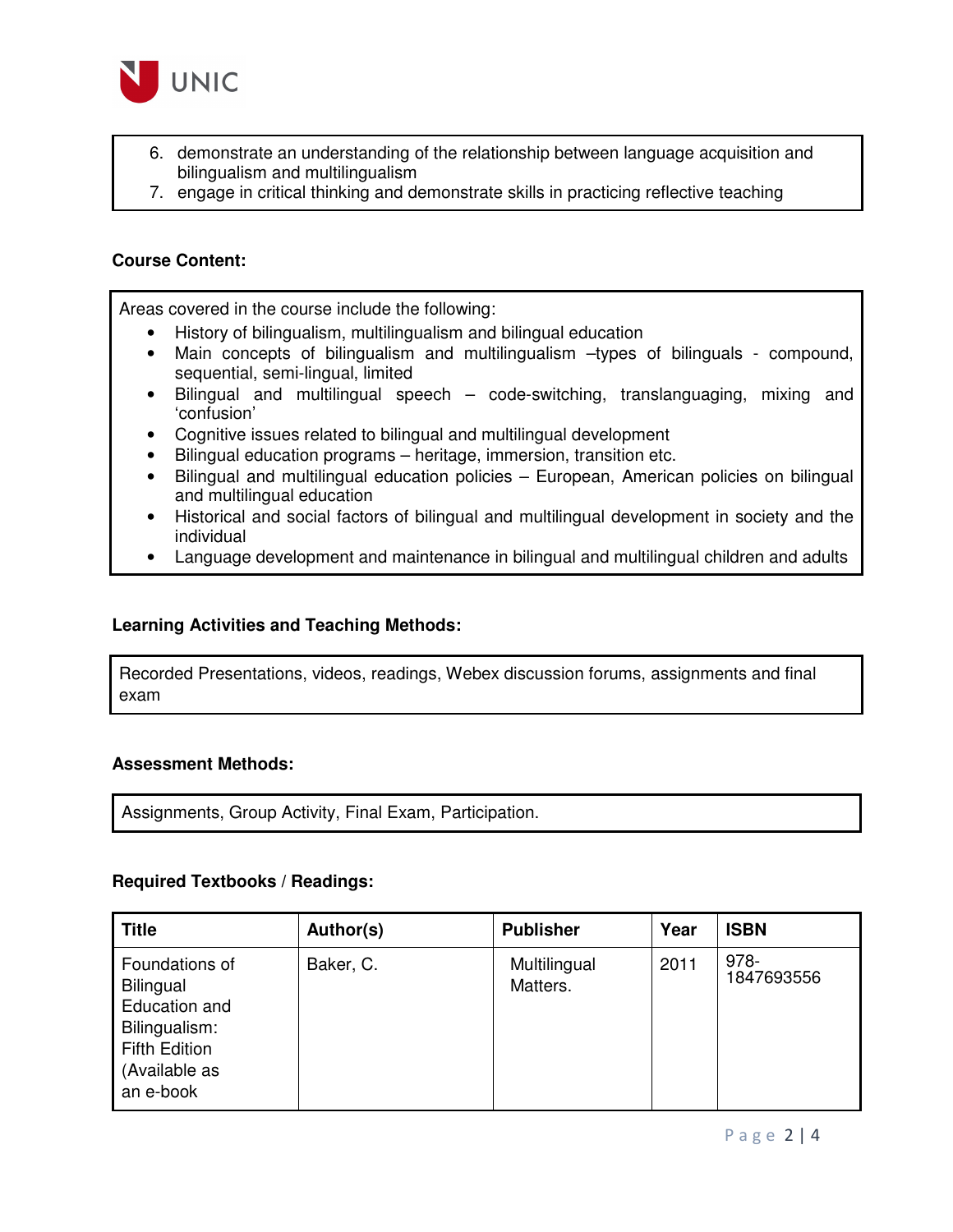6. demonstrate an understanding of the relationship between language acquisition and bilingualism and multilingualism
7. engage in critical thinking and demonstrate skills in practicing reflective teaching

**Course Content:**

Areas covered in the course include the following:

- History of bilingualism, multilingualism and bilingual education
- Main concepts of bilingualism and multilingualism –types of bilinguals - compound, sequential, semi-lingual, limited
- Bilingual and multilingual speech – code-switching, translanguaging, mixing and 'confusion'
- Cognitive issues related to bilingual and multilingual development
- Bilingual education programs – heritage, immersion, transition etc.
- Bilingual and multilingual education policies – European, American policies on bilingual and multilingual education
- Historical and social factors of bilingual and multilingual development in society and the individual
- Language development and maintenance in bilingual and multilingual children and adults

**Learning Activities and Teaching Methods:**

Recorded Presentations, videos, readings, Webex discussion forums, assignments and final exam

**Assessment Methods:**

Assignments, Group Activity, Final Exam, Participation.

**Required Textbooks / Readings:**

| Title | Author(s) | Publisher | Year | ISBN |
| --- | --- | --- | --- | --- |
| Foundations of Bilingual Education and Bilingualism: Fifth Edition (Available as an e-book | Baker, C. | Multilingual Matters. | 2011 | 978-1847693556 |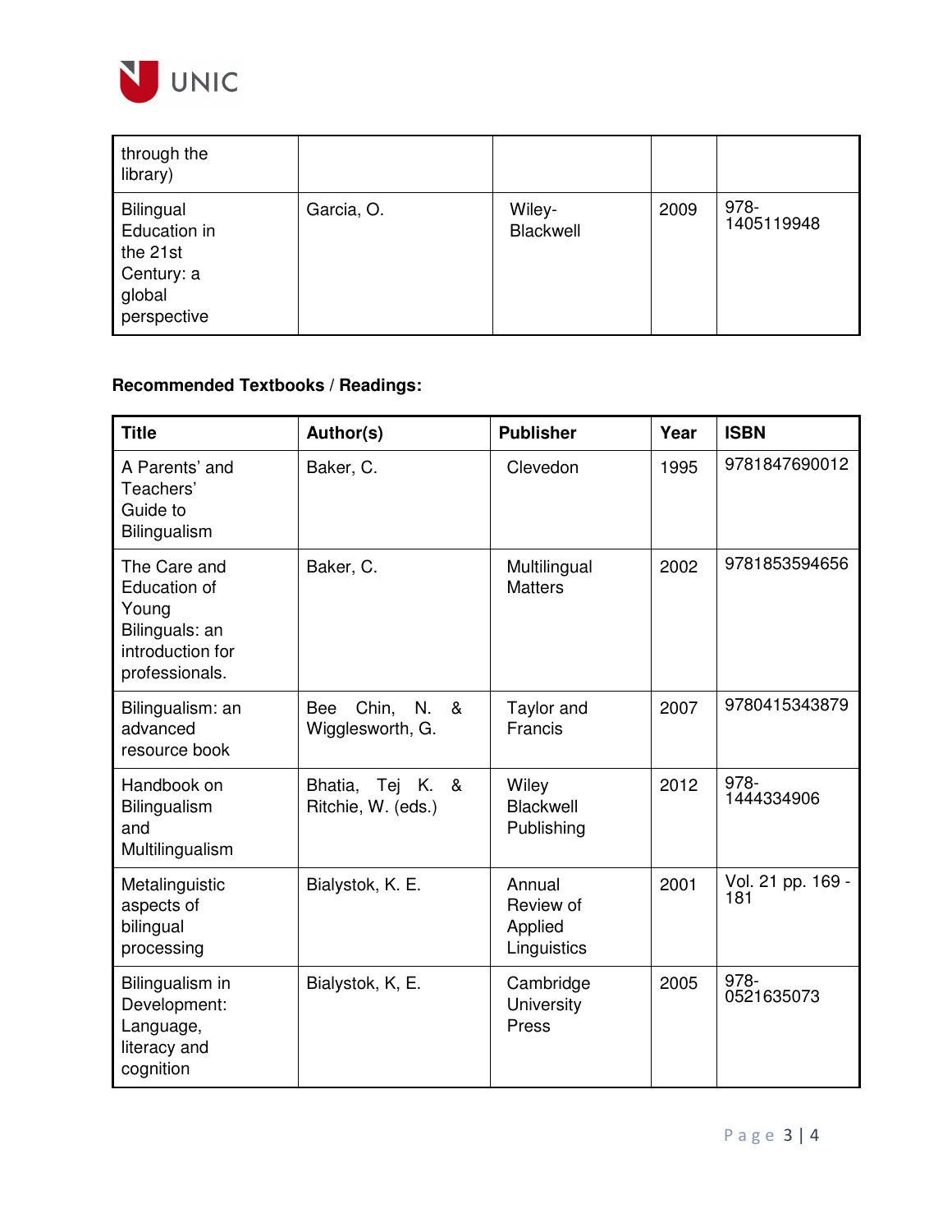| through the library) | | | | |
|---|---|---|---|---|
| Bilingual Education in the 21st Century: a global perspective | Garcia, O. | Wiley-Blackwell | 2009 | 978-1405119948 |

**Recommended Textbooks / Readings:**

| Title | Author(s) | Publisher | Year | ISBN |
|---|---|---|---|---|
| A Parents' and Teachers' Guide to Bilingualism | Baker, C. | Clevedon | 1995 | 9781847690012 |
| The Care and Education of Young Bilinguals: an introduction for professionals. | Baker, C. | Multilingual Matters | 2002 | 9781853594656 |
| Bilingualism: an advanced resource book | Bee Chin, N. & Wigglesworth, G. | Taylor and Francis | 2007 | 9780415343879 |
| Handbook on Bilingualism and Multilingualism | Bhatia, Tej K. & Ritchie, W. (eds.) | Wiley Blackwell Publishing | 2012 | 978-1444334906 |
| Metalinguistic aspects of bilingual processing | Bialystok, K. E. | Annual Review of Applied Linguistics | 2001 | Vol. 21 pp. 169 - 181 |
| Bilingualism in Development: Language, literacy and cognition | Bialystok, K, E. | Cambridge University Press | 2005 | 978-0521635073 |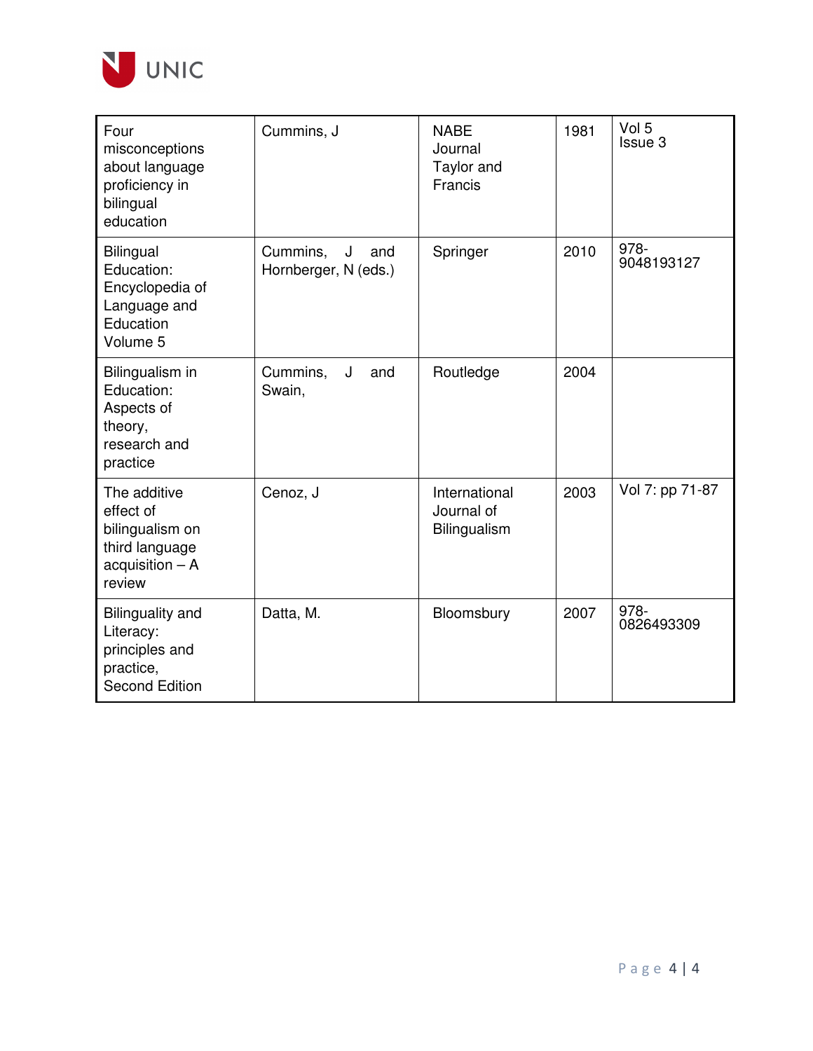| | | | | |
|---|---|---|---|---|
| Four misconceptions about language proficiency in bilingual education | Cummins, J | NABE Journal Taylor and Francis | 1981 | Vol 5 Issue 3 |
| Bilingual Education: Encyclopedia of Language and Education Volume 5 | Cummins, J and Hornberger, N (eds.) | Springer | 2010 | 978-9048193127 |
| Bilingualism in Education: Aspects of theory, research and practice | Cummins, J and Swain, | Routledge | 2004 | |
| The additive effect of bilingualism on third language acquisition – A review | Cenoz, J | International Journal of Bilingualism | 2003 | Vol 7: pp 71-87 |
| Bilinguality and Literacy: principles and practice, Second Edition | Datta, M. | Bloomsbury | 2007 | 978-0826493309 |